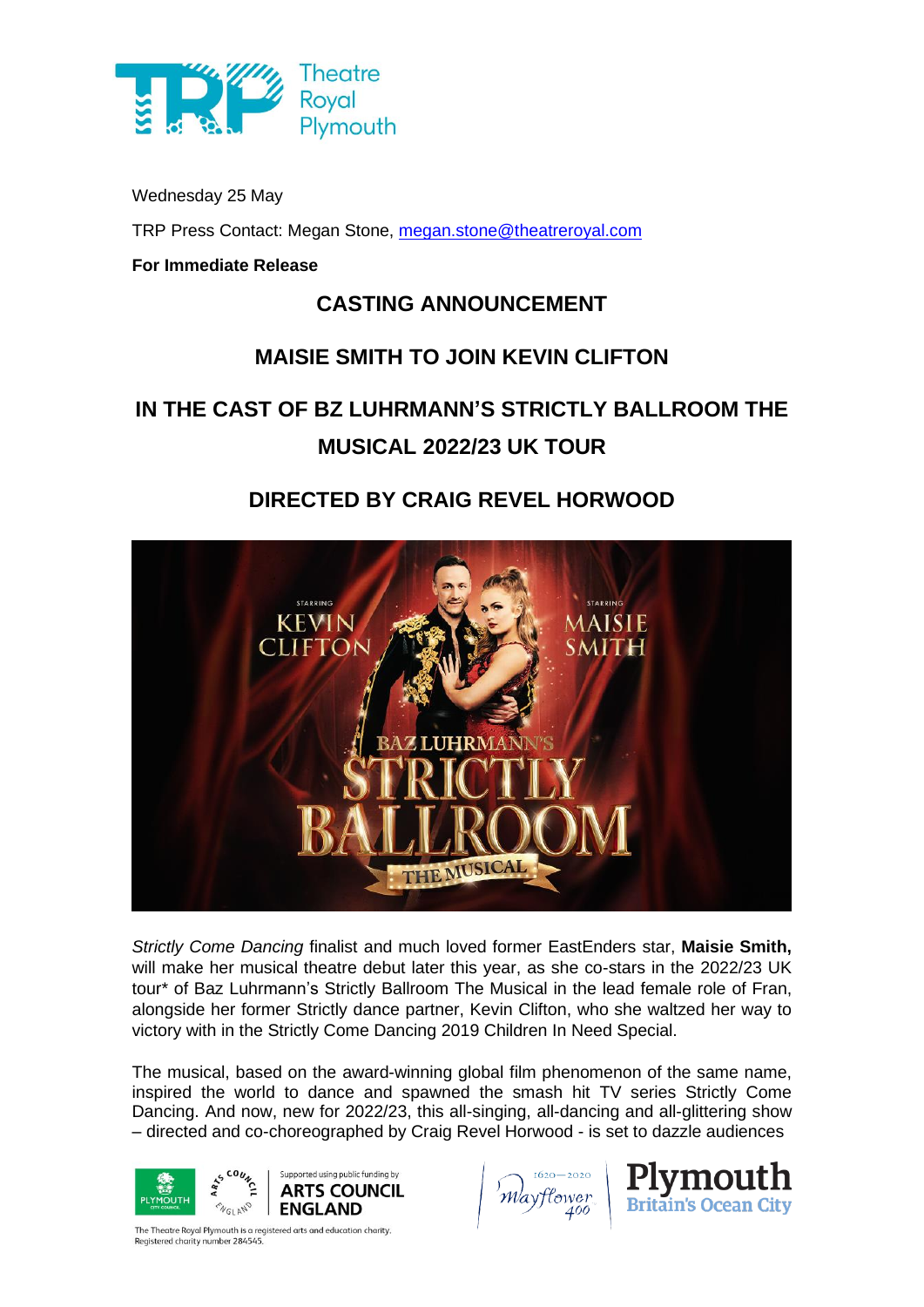Wednesday 25 May

TRP Press Contact: Megan Stone, megan.stone@theatreroyal.com

**For Immediate Release**

## CASTING ANNOUNCEMENT

## MAISIE SMITH TO JOIN KEVIN CLIFTON

## IN THE CAST OF BZ LUHRMANN'S STRICTLY BALLROOM THE MUSICAL 2022/23 UK TOUR

## DIRECTED BY CRAIG REVEL HORWOOD

*Strictly Come Dancing* finalist and much loved former EastEnders star, **Maisie Smith,** will make her musical theatre debut later this year, as she co-stars in the 2022/23 UK tour* of Baz Luhrmann's Strictly Ballroom The Musical in the lead female role of Fran, alongside her former Strictly dance partner, Kevin Clifton, who she waltzed her way to victory with in the Strictly Come Dancing 2019 Children In Need Special.

The musical, based on the award-winning global film phenomenon of the same name, inspired the world to dance and spawned the smash hit TV series Strictly Come Dancing. And now, new for 2022/23, this all-singing, all-dancing and all-glittering show – directed and co-choreographed by Craig Revel Horwood - is set to dazzle audiences

The Theatre Royal Plymouth is a registered arts and education charity. Registered charity number 284545.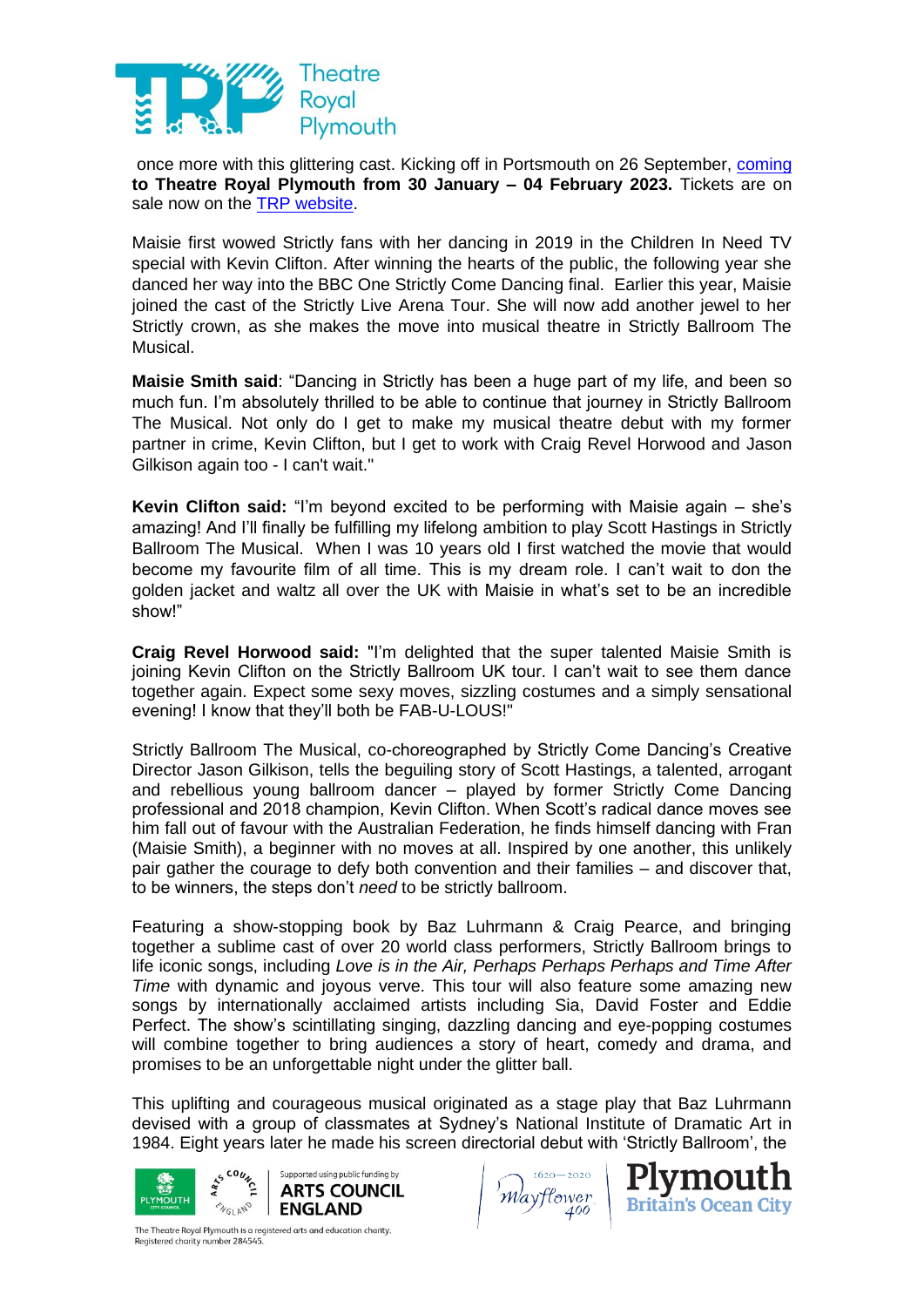once more with this glittering cast. Kicking off in Portsmouth on 26 September, coming **to Theatre Royal Plymouth from 30 January – 04 February 2023.** Tickets are on sale now on the TRP website.

Maisie first wowed Strictly fans with her dancing in 2019 in the Children In Need TV special with Kevin Clifton. After winning the hearts of the public, the following year she danced her way into the BBC One Strictly Come Dancing final. Earlier this year, Maisie joined the cast of the Strictly Live Arena Tour. She will now add another jewel to her Strictly crown, as she makes the move into musical theatre in Strictly Ballroom The Musical.

**Maisie Smith said**: "Dancing in Strictly has been a huge part of my life, and been so much fun. I'm absolutely thrilled to be able to continue that journey in Strictly Ballroom The Musical. Not only do I get to make my musical theatre debut with my former partner in crime, Kevin Clifton, but I get to work with Craig Revel Horwood and Jason Gilkison again too - I can't wait."

**Kevin Clifton said:** "I'm beyond excited to be performing with Maisie again – she's amazing! And I'll finally be fulfilling my lifelong ambition to play Scott Hastings in Strictly Ballroom The Musical. When I was 10 years old I first watched the movie that would become my favourite film of all time. This is my dream role. I can't wait to don the golden jacket and waltz all over the UK with Maisie in what's set to be an incredible show!"

**Craig Revel Horwood said:** "I'm delighted that the super talented Maisie Smith is joining Kevin Clifton on the Strictly Ballroom UK tour. I can't wait to see them dance together again. Expect some sexy moves, sizzling costumes and a simply sensational evening! I know that they'll both be FAB-U-LOUS!"

Strictly Ballroom The Musical, co-choreographed by Strictly Come Dancing's Creative Director Jason Gilkison, tells the beguiling story of Scott Hastings, a talented, arrogant and rebellious young ballroom dancer – played by former Strictly Come Dancing professional and 2018 champion, Kevin Clifton. When Scott's radical dance moves see him fall out of favour with the Australian Federation, he finds himself dancing with Fran (Maisie Smith), a beginner with no moves at all. Inspired by one another, this unlikely pair gather the courage to defy both convention and their families – and discover that, to be winners, the steps don't *need* to be strictly ballroom.

Featuring a show-stopping book by Baz Luhrmann & Craig Pearce, and bringing together a sublime cast of over 20 world class performers, Strictly Ballroom brings to life iconic songs, including *Love is in the Air, Perhaps Perhaps Perhaps and Time After Time* with dynamic and joyous verve. This tour will also feature some amazing new songs by internationally acclaimed artists including Sia, David Foster and Eddie Perfect. The show's scintillating singing, dazzling dancing and eye-popping costumes will combine together to bring audiences a story of heart, comedy and drama, and promises to be an unforgettable night under the glitter ball.

This uplifting and courageous musical originated as a stage play that Baz Luhrmann devised with a group of classmates at Sydney's National Institute of Dramatic Art in 1984. Eight years later he made his screen directorial debut with 'Strictly Ballroom', the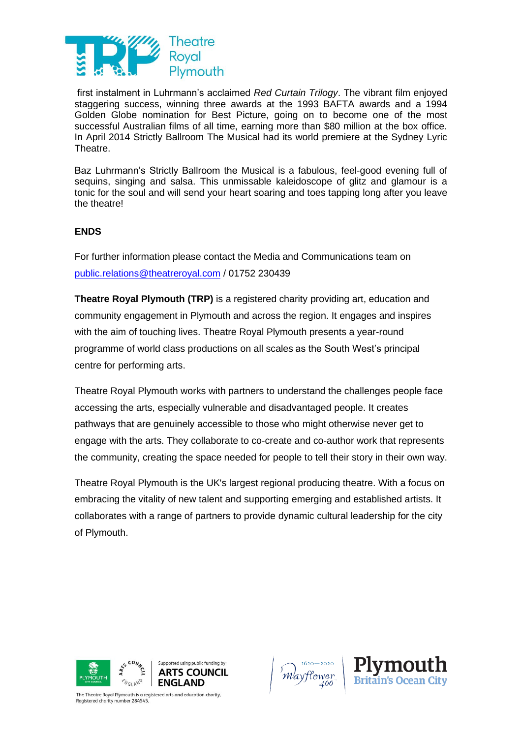first instalment in Luhrmann's acclaimed *Red Curtain Trilogy*. The vibrant film enjoyed staggering success, winning three awards at the 1993 BAFTA awards and a 1994 Golden Globe nomination for Best Picture, going on to become one of the most successful Australian films of all time, earning more than $80 million at the box office. In April 2014 Strictly Ballroom The Musical had its world premiere at the Sydney Lyric Theatre.

Baz Luhrmann's Strictly Ballroom the Musical is a fabulous, feel-good evening full of sequins, singing and salsa. This unmissable kaleidoscope of glitz and glamour is a tonic for the soul and will send your heart soaring and toes tapping long after you leave the theatre!

**ENDS**

For further information please contact the Media and Communications team on public.relations@theatreroyal.com / 01752 230439

**Theatre Royal Plymouth (TRP)** is a registered charity providing art, education and community engagement in Plymouth and across the region. It engages and inspires with the aim of touching lives. Theatre Royal Plymouth presents a year-round programme of world class productions on all scales as the South West's principal centre for performing arts.

Theatre Royal Plymouth works with partners to understand the challenges people face accessing the arts, especially vulnerable and disadvantaged people. It creates pathways that are genuinely accessible to those who might otherwise never get to engage with the arts. They collaborate to co-create and co-author work that represents the community, creating the space needed for people to tell their story in their own way.

Theatre Royal Plymouth is the UK's largest regional producing theatre. With a focus on embracing the vitality of new talent and supporting emerging and established artists. It collaborates with a range of partners to provide dynamic cultural leadership for the city of Plymouth.

Supported using public funding by ARTS COUNCIL ENGLAND

The Theatre Royal Plymouth is a registered arts and education charity. Registered charity number 284545.